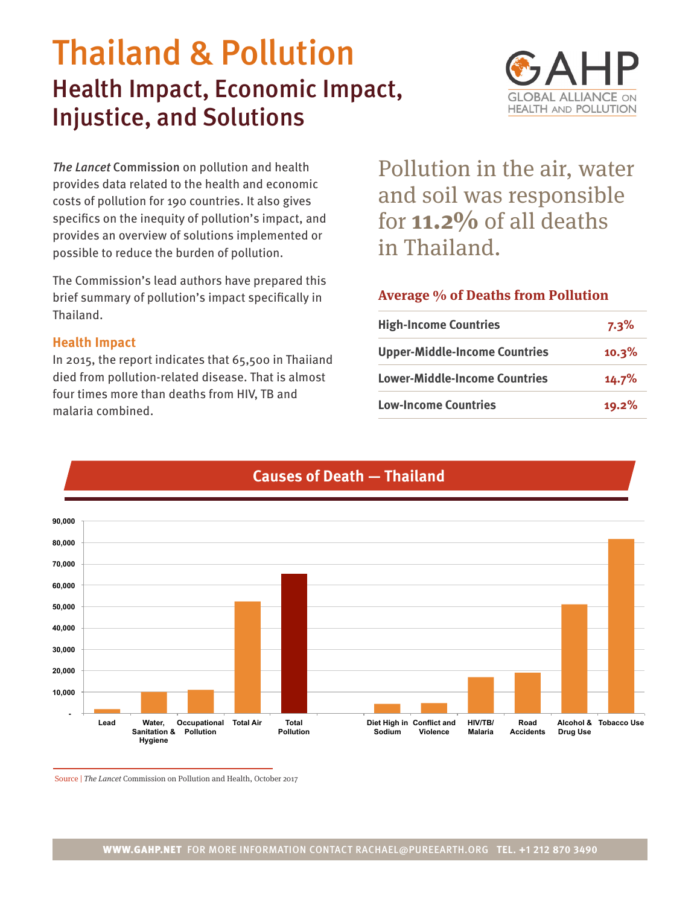# Thailand & Pollution

## Health Impact, Economic Impact, Injustice, and Solutions

GAHP
GLOBAL ALLIANCE ON HEALTH AND POLLUTION

*The Lancet* **Commission** on pollution and health provides data related to the health and economic costs of pollution for 190 countries. It also gives specifics on the inequity of pollution's impact, and provides an overview of solutions implemented or possible to reduce the burden of pollution.

The Commission's lead authors have prepared this brief summary of pollution's impact specifically in Thailand.

### Health Impact

In 2015, the report indicates that 65,500 in Thaiiand died from pollution-related disease. That is almost four times more than deaths from HIV, TB and malaria combined.

Pollution in the air, water and soil was responsible for **11.2%** of all deaths in Thailand.

### Average % of Deaths from Pollution

| | |
|---|---|
| **High-Income Countries** | **7.3%** |
| **Upper-Middle-Income Countries** | **10.3%** |
| **Lower-Middle-Income Countries** | **14.7%** |
| **Low-Income Countries** | **19.2%** |

### Causes of Death — Thailand

| Cause | Deaths (approx.) |
|---|---|
| Lead | 2,000 |
| Water, Sanitation & Hygiene | 10,000 |
| Occupational Pollution | 11,000 |
| Total Air | 52,500 |
| Total Pollution | 65,500 |
| Diet High in Sodium | 4,500 |
| Conflict and Violence | 5,000 |
| HIV/TB/Malaria | 17,000 |
| Road Accidents | 19,000 |
| Alcohol & Drug Use | 51,000 |
| Tobacco Use | 81,500 |

Source | *The Lancet* Commission on Pollution and Health, October 2017

**WWW.GAHP.NET** FOR MORE INFORMATION CONTACT RACHAEL@PUREEARTH.ORG **TEL. +1 212 870 3490**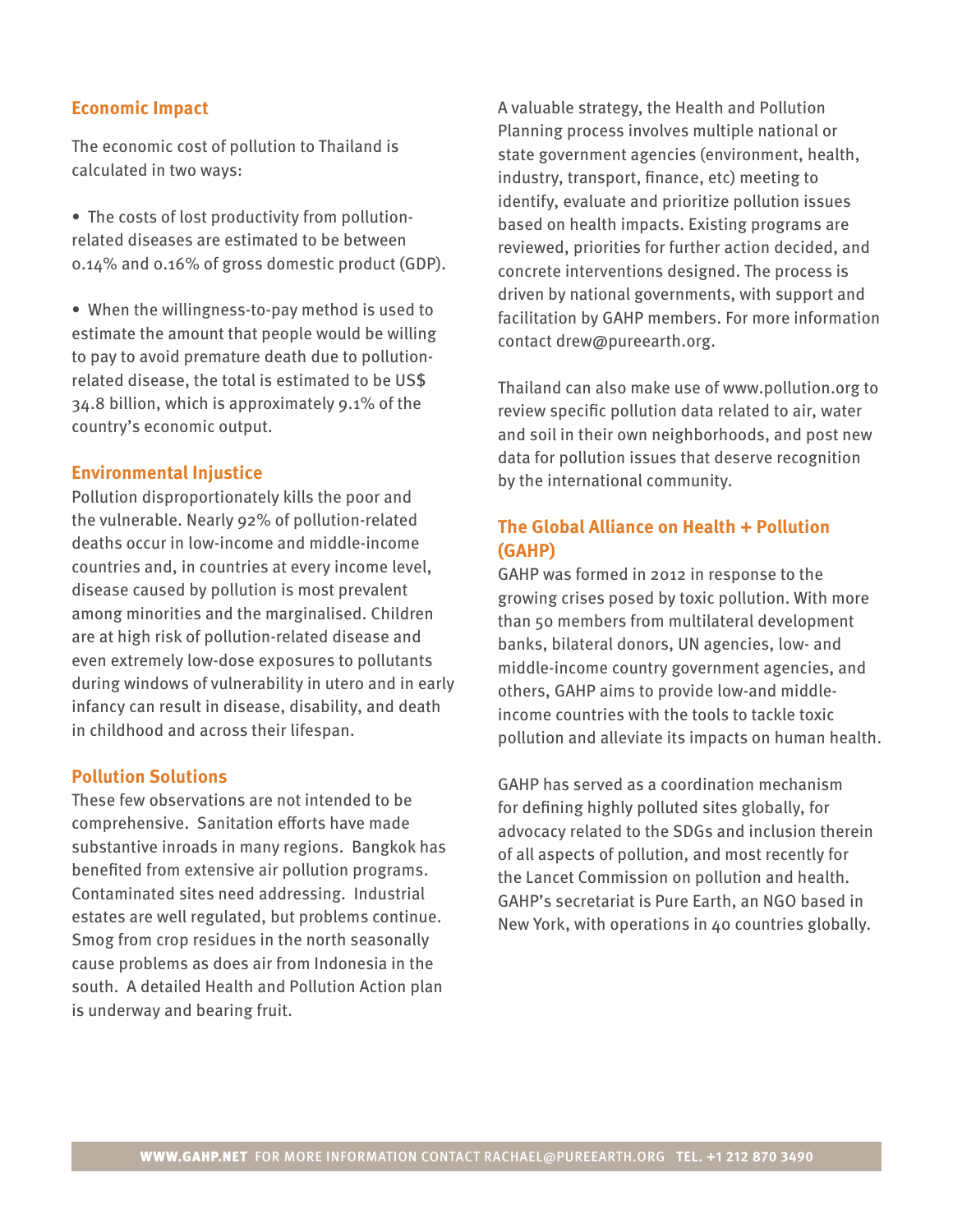## Economic Impact

The economic cost of pollution to Thailand is calculated in two ways:

- The costs of lost productivity from pollution-related diseases are estimated to be between 0.14% and 0.16% of gross domestic product (GDP).

- When the willingness-to-pay method is used to estimate the amount that people would be willing to pay to avoid premature death due to pollution-related disease, the total is estimated to be US$ 34.8 billion, which is approximately 9.1% of the country's economic output.

## Environmental Injustice

Pollution disproportionately kills the poor and the vulnerable. Nearly 92% of pollution-related deaths occur in low-income and middle-income countries and, in countries at every income level, disease caused by pollution is most prevalent among minorities and the marginalised. Children are at high risk of pollution-related disease and even extremely low-dose exposures to pollutants during windows of vulnerability in utero and in early infancy can result in disease, disability, and death in childhood and across their lifespan.

## Pollution Solutions

These few observations are not intended to be comprehensive. Sanitation efforts have made substantive inroads in many regions. Bangkok has benefited from extensive air pollution programs. Contaminated sites need addressing. Industrial estates are well regulated, but problems continue. Smog from crop residues in the north seasonally cause problems as does air from Indonesia in the south. A detailed Health and Pollution Action plan is underway and bearing fruit.

A valuable strategy, the Health and Pollution Planning process involves multiple national or state government agencies (environment, health, industry, transport, finance, etc) meeting to identify, evaluate and prioritize pollution issues based on health impacts. Existing programs are reviewed, priorities for further action decided, and concrete interventions designed. The process is driven by national governments, with support and facilitation by GAHP members. For more information contact drew@pureearth.org.

Thailand can also make use of www.pollution.org to review specific pollution data related to air, water and soil in their own neighborhoods, and post new data for pollution issues that deserve recognition by the international community.

## The Global Alliance on Health + Pollution (GAHP)

GAHP was formed in 2012 in response to the growing crises posed by toxic pollution. With more than 50 members from multilateral development banks, bilateral donors, UN agencies, low- and middle-income country government agencies, and others, GAHP aims to provide low-and middle-income countries with the tools to tackle toxic pollution and alleviate its impacts on human health.

GAHP has served as a coordination mechanism for defining highly polluted sites globally, for advocacy related to the SDGs and inclusion therein of all aspects of pollution, and most recently for the Lancet Commission on pollution and health. GAHP's secretariat is Pure Earth, an NGO based in New York, with operations in 40 countries globally.

**WWW.GAHP.NET** FOR MORE INFORMATION CONTACT RACHAEL@PUREEARTH.ORG **TEL. +1 212 870 3490**